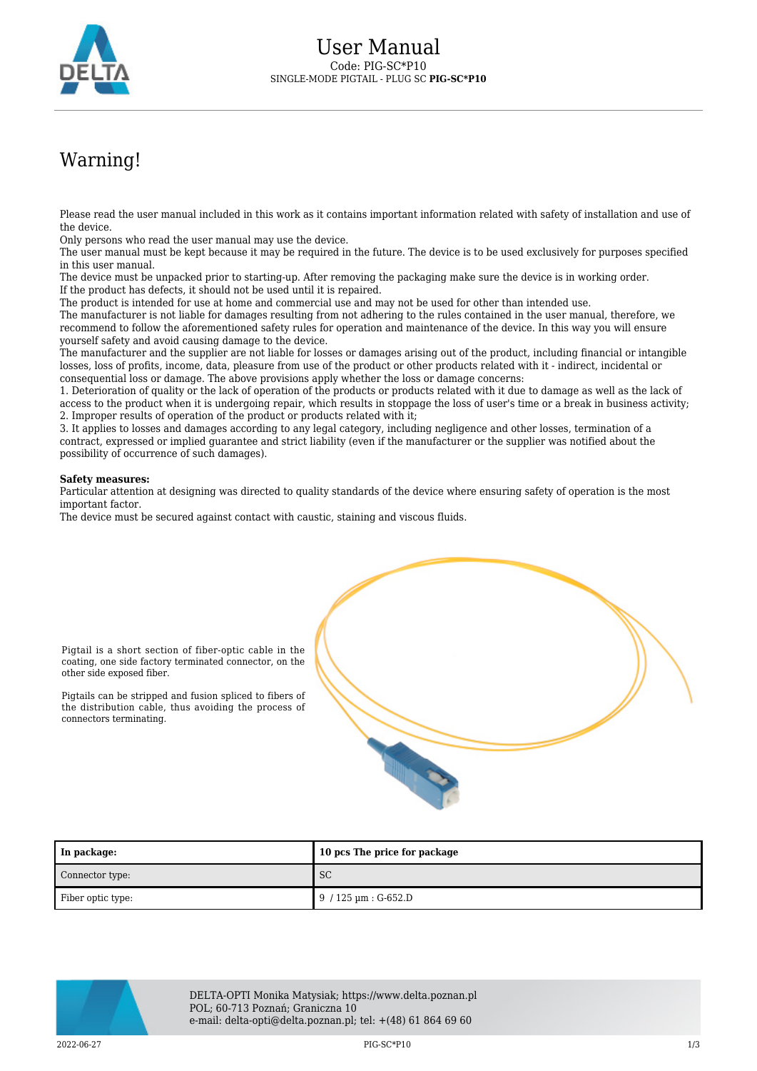# User Manual

Code: PIG-SC*P10

SINGLE-MODE PIGTAIL - PLUG SC **PIG-SC*P10**

## Warning!

Please read the user manual included in this work as it contains important information related with safety of installation and use of the device.
Only persons who read the user manual may use the device.
The user manual must be kept because it may be required in the future. The device is to be used exclusively for purposes specified in this user manual.
The device must be unpacked prior to starting-up. After removing the packaging make sure the device is in working order.
If the product has defects, it should not be used until it is repaired.
The product is intended for use at home and commercial use and may not be used for other than intended use.
The manufacturer is not liable for damages resulting from not adhering to the rules contained in the user manual, therefore, we recommend to follow the aforementioned safety rules for operation and maintenance of the device. In this way you will ensure yourself safety and avoid causing damage to the device.
The manufacturer and the supplier are not liable for losses or damages arising out of the product, including financial or intangible losses, loss of profits, income, data, pleasure from use of the product or other products related with it - indirect, incidental or consequential loss or damage. The above provisions apply whether the loss or damage concerns:
1. Deterioration of quality or the lack of operation of the products or products related with it due to damage as well as the lack of access to the product when it is undergoing repair, which results in stoppage the loss of user's time or a break in business activity;
2. Improper results of operation of the product or products related with it;
3. It applies to losses and damages according to any legal category, including negligence and other losses, termination of a contract, expressed or implied guarantee and strict liability (even if the manufacturer or the supplier was notified about the possibility of occurrence of such damages).

**Safety measures:**
Particular attention at designing was directed to quality standards of the device where ensuring safety of operation is the most important factor.
The device must be secured against contact with caustic, staining and viscous fluids.

Pigtail is a short section of fiber-optic cable in the coating, one side factory terminated connector, on the other side exposed fiber.

Pigtails can be stripped and fusion spliced to fibers of the distribution cable, thus avoiding the process of connectors terminating.

| **In package:** | **10 pcs The price for package** |
|---|---|
| Connector type: | SC |
| Fiber optic type: | 9 / 125 µm : G-652.D |

DELTA-OPTI Monika Matysiak; https://www.delta.poznan.pl
POL; 60-713 Poznań; Graniczna 10
e-mail: delta-opti@delta.poznan.pl; tel: +(48) 61 864 69 60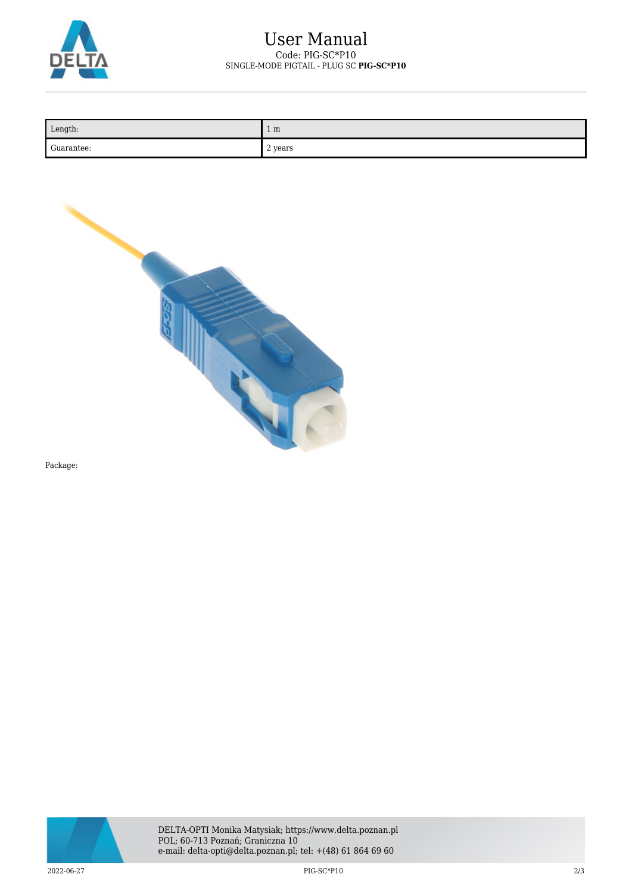| Length: | 1 m |
| --- | --- |
| Guarantee: | 2 years |

Package: